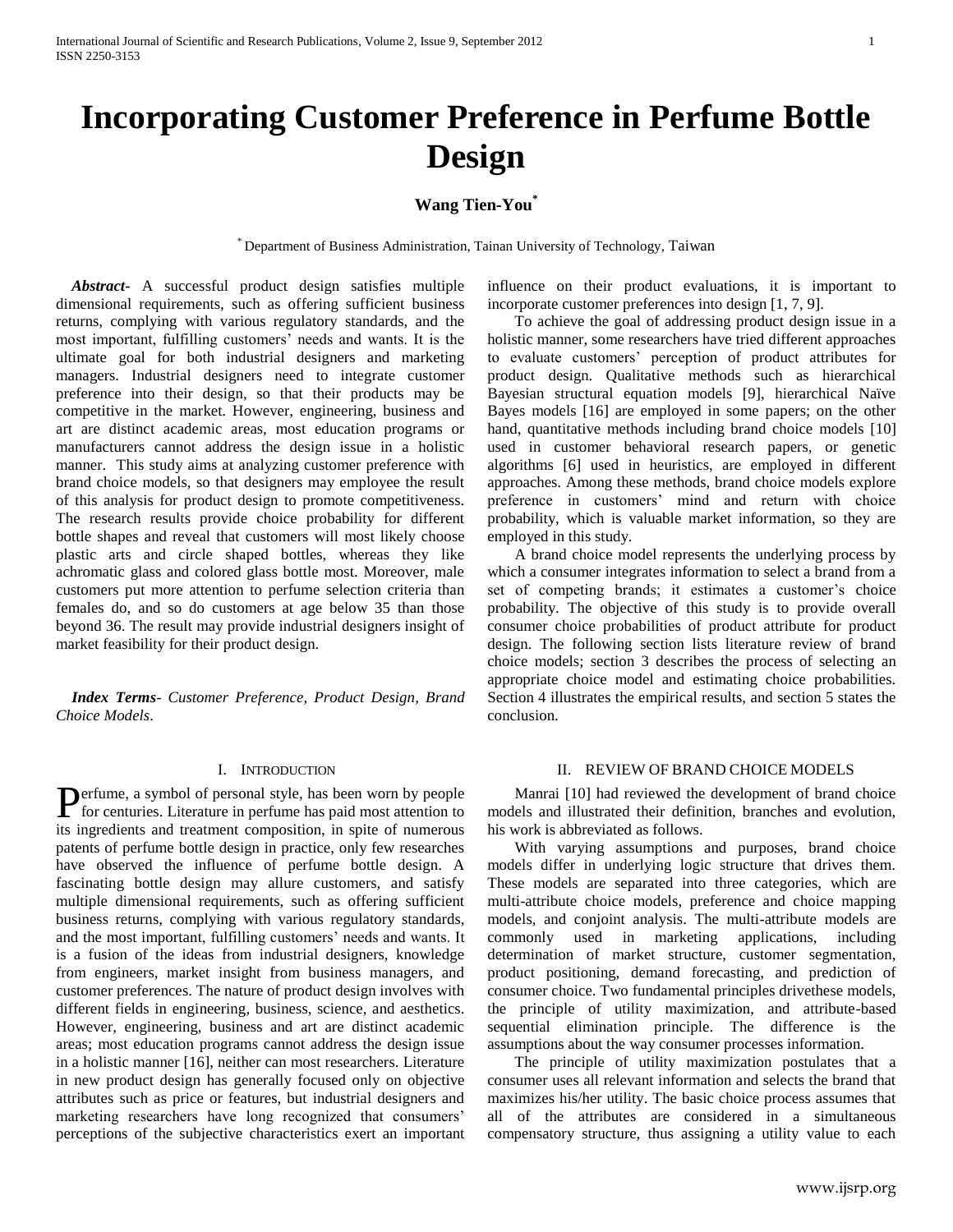# Incorporating Customer Preference in Perfume Bottle Design

**Wang Tien-You[*]**

[*] Department of Business Administration, Tainan University of Technology, Taiwan

***Abstract-*** A successful product design satisfies multiple dimensional requirements, such as offering sufficient business returns, complying with various regulatory standards, and the most important, fulfilling customers' needs and wants. It is the ultimate goal for both industrial designers and marketing managers. Industrial designers need to integrate customer preference into their design, so that their products may be competitive in the market. However, engineering, business and art are distinct academic areas, most education programs or manufacturers cannot address the design issue in a holistic manner. This study aims at analyzing customer preference with brand choice models, so that designers may employee the result of this analysis for product design to promote competitiveness. The research results provide choice probability for different bottle shapes and reveal that customers will most likely choose plastic arts and circle shaped bottles, whereas they like achromatic glass and colored glass bottle most. Moreover, male customers put more attention to perfume selection criteria than females do, and so do customers at age below 35 than those beyond 36. The result may provide industrial designers insight of market feasibility for their product design.

***Index Terms-*** *Customer Preference, Product Design, Brand Choice Models*.

## I. Introduction

Perfume, a symbol of personal style, has been worn by people for centuries. Literature in perfume has paid most attention to its ingredients and treatment composition, in spite of numerous patents of perfume bottle design in practice, only few researches have observed the influence of perfume bottle design. A fascinating bottle design may allure customers, and satisfy multiple dimensional requirements, such as offering sufficient business returns, complying with various regulatory standards, and the most important, fulfilling customers' needs and wants. It is a fusion of the ideas from industrial designers, knowledge from engineers, market insight from business managers, and customer preferences. The nature of product design involves with different fields in engineering, business, science, and aesthetics. However, engineering, business and art are distinct academic areas; most education programs cannot address the design issue in a holistic manner [16], neither can most researchers. Literature in new product design has generally focused only on objective attributes such as price or features, but industrial designers and marketing researchers have long recognized that consumers' perceptions of the subjective characteristics exert an important influence on their product evaluations, it is important to incorporate customer preferences into design [1, 7, 9].

To achieve the goal of addressing product design issue in a holistic manner, some researchers have tried different approaches to evaluate customers' perception of product attributes for product design. Qualitative methods such as hierarchical Bayesian structural equation models [9], hierarchical Naïve Bayes models [16] are employed in some papers; on the other hand, quantitative methods including brand choice models [10] used in customer behavioral research papers, or genetic algorithms [6] used in heuristics, are employed in different approaches. Among these methods, brand choice models explore preference in customers' mind and return with choice probability, which is valuable market information, so they are employed in this study.

A brand choice model represents the underlying process by which a consumer integrates information to select a brand from a set of competing brands; it estimates a customer's choice probability. The objective of this study is to provide overall consumer choice probabilities of product attribute for product design. The following section lists literature review of brand choice models; section 3 describes the process of selecting an appropriate choice model and estimating choice probabilities. Section 4 illustrates the empirical results, and section 5 states the conclusion.

## II. Review of Brand Choice Models

Manrai [10] had reviewed the development of brand choice models and illustrated their definition, branches and evolution, his work is abbreviated as follows.

With varying assumptions and purposes, brand choice models differ in underlying logic structure that drives them. These models are separated into three categories, which are multi-attribute choice models, preference and choice mapping models, and conjoint analysis. The multi-attribute models are commonly used in marketing applications, including determination of market structure, customer segmentation, product positioning, demand forecasting, and prediction of consumer choice. Two fundamental principles drivethese models, the principle of utility maximization, and attribute-based sequential elimination principle. The difference is the assumptions about the way consumer processes information.

The principle of utility maximization postulates that a consumer uses all relevant information and selects the brand that maximizes his/her utility. The basic choice process assumes that all of the attributes are considered in a simultaneous compensatory structure, thus assigning a utility value to each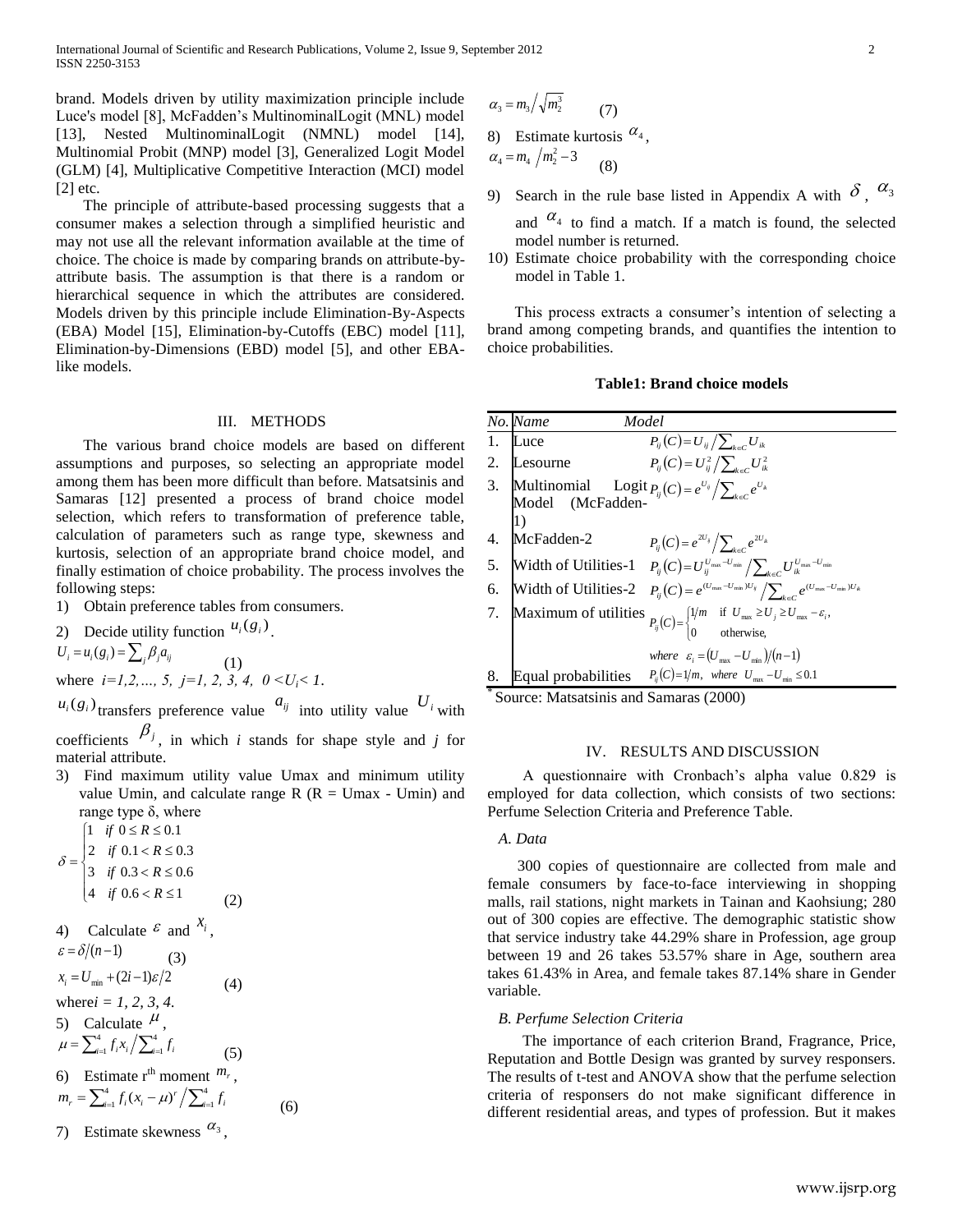brand. Models driven by utility maximization principle include Luce's model [8], McFadden's MultinominalLogit (MNL) model [13], Nested MultinominalLogit (NMNL) model [14], Multinomial Probit (MNP) model [3], Generalized Logit Model (GLM) [4], Multiplicative Competitive Interaction (MCI) model [2] etc.

The principle of attribute-based processing suggests that a consumer makes a selection through a simplified heuristic and may not use all the relevant information available at the time of choice. The choice is made by comparing brands on attribute-by-attribute basis. The assumption is that there is a random or hierarchical sequence in which the attributes are considered. Models driven by this principle include Elimination-By-Aspects (EBA) Model [15], Elimination-by-Cutoffs (EBC) model [11], Elimination-by-Dimensions (EBD) model [5], and other EBA-like models.

## III. METHODS

The various brand choice models are based on different assumptions and purposes, so selecting an appropriate model among them has been more difficult than before. Matsatsinis and Samaras [12] presented a process of brand choice model selection, which refers to transformation of preference table, calculation of parameters such as range type, skewness and kurtosis, selection of an appropriate brand choice model, and finally estimation of choice probability. The process involves the following steps:

1) Obtain preference tables from consumers.
2) Decide utility function $u_i(g_i)$.

$$U_i = u_i(g_i) = \sum_j \beta_j a_{ij} \qquad (1)$$

where $i=1,2,\ldots,5,\ j=1,2,3,4,\ 0<U_i<1$.

$u_i(g_i)$ transfers preference value $a_{ij}$ into utility value $U_i$ with coefficients $\beta_j$, in which $i$ stands for shape style and $j$ for material attribute.

3) Find maximum utility value Umax and minimum utility value Umin, and calculate range R (R = Umax - Umin) and range type δ, where

$$\delta = \begin{cases} 1 & if\ 0 \le R \le 0.1 \\ 2 & if\ 0.1 < R \le 0.3 \\ 3 & if\ 0.3 < R \le 0.6 \\ 4 & if\ 0.6 < R \le 1 \end{cases} \qquad (2)$$

4) Calculate $\varepsilon$ and $x_i$,

$$\varepsilon = \delta/(n-1) \qquad (3)$$

$$x_i = U_{\min} + (2i-1)\varepsilon/2 \qquad (4)$$

where $i = 1, 2, 3, 4$.

5) Calculate $\mu$,

$$\mu = \sum_{i=1}^{4} f_i x_i \Big/ \sum_{i=1}^{4} f_i \qquad (5)$$

6) Estimate r[th] moment $m_r$,

$$m_r = \sum_{i=1}^{4} f_i (x_i - \mu)^r \Big/ \sum_{i=1}^{4} f_i \qquad (6)$$

7) Estimate skewness $\alpha_3$,

$$\alpha_3 = m_3 \Big/ \sqrt{m_2^3} \qquad (7)$$

8) Estimate kurtosis $\alpha_4$,

$$\alpha_4 = m_4 \Big/ m_2^2 - 3 \qquad (8)$$

9) Search in the rule base listed in Appendix A with $\delta$, $\alpha_3$ and $\alpha_4$ to find a match. If a match is found, the selected model number is returned.
10) Estimate choice probability with the corresponding choice model in Table 1.

This process extracts a consumer's intention of selecting a brand among competing brands, and quantifies the intention to choice probabilities.

**Table1: Brand choice models**

| *No.* | *Name* | *Model* |
|---|---|---|
| 1. | Luce | $P_{ij}(C) = U_{ij} \Big/ \sum_{k \in C} U_{ik}$ |
| 2. | Lesourne | $P_{ij}(C) = U_{ij}^2 \Big/ \sum_{k \in C} U_{ik}^2$ |
| 3. | Multinomial Logit Model (McFadden-1) | $P_{ij}(C) = e^{U_{ij}} \Big/ \sum_{k \in C} e^{U_{ik}}$ |
| 4. | McFadden-2 | $P_{ij}(C) = e^{2U_{ij}} \Big/ \sum_{k \in C} e^{2U_{ik}}$ |
| 5. | Width of Utilities-1 | $P_{ij}(C) = U_{ij}^{U_{\max}-U_{\min}} \Big/ \sum_{k \in C} U_{ik}^{U_{\max}-U_{\min}}$ |
| 6. | Width of Utilities-2 | $P_{ij}(C) = e^{(U_{\max}-U_{\min})U_{ij}} \Big/ \sum_{k \in C} e^{(U_{\max}-U_{\min})U_{ik}}$ |
| 7. | Maximum of utilities | $P_{ij}(C) = \begin{cases} 1/m & \text{if } U_{\max} \ge U_j \ge U_{\max} - \varepsilon_i, \\ 0 & \text{otherwise,} \end{cases}$ where $\varepsilon_i = (U_{\max} - U_{\min})/(n-1)$ |
| 8. | Equal probabilities | $P_{ij}(C) = 1/m,\ \text{where } U_{\max} - U_{\min} \le 0.1$ |

\* Source: Matsatsinis and Samaras (2000)

## IV. RESULTS AND DISCUSSION

A questionnaire with Cronbach's alpha value 0.829 is employed for data collection, which consists of two sections: Perfume Selection Criteria and Preference Table.

### *A. Data*

300 copies of questionnaire are collected from male and female consumers by face-to-face interviewing in shopping malls, rail stations, night markets in Tainan and Kaohsiung; 280 out of 300 copies are effective. The demographic statistic show that service industry take 44.29% share in Profession, age group between 19 and 26 takes 53.57% share in Age, southern area takes 61.43% in Area, and female takes 87.14% share in Gender variable.

### *B. Perfume Selection Criteria*

The importance of each criterion Brand, Fragrance, Price, Reputation and Bottle Design was granted by survey responsers. The results of t-test and ANOVA show that the perfume selection criteria of responsers do not make significant difference in different residential areas, and types of profession. But it makes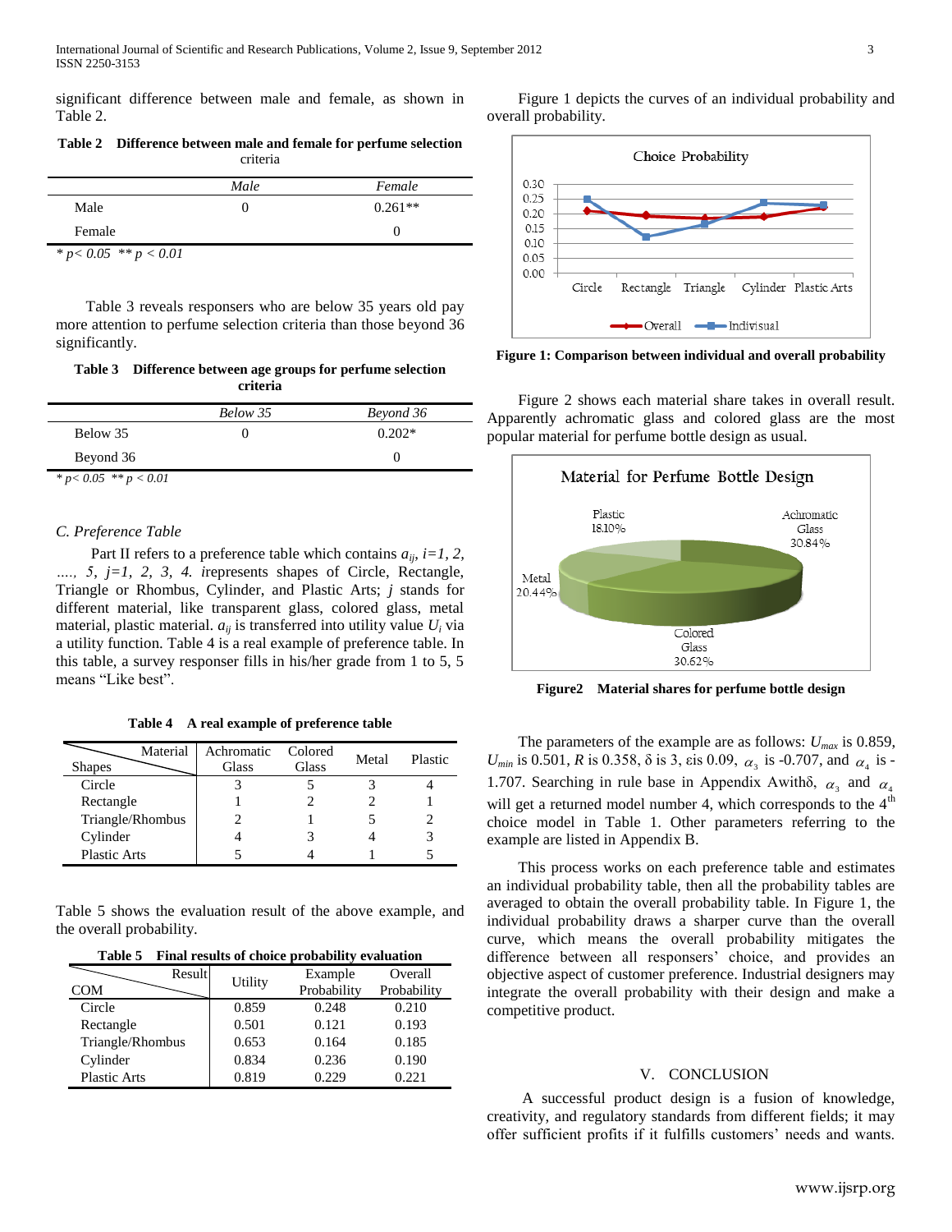significant difference between male and female, as shown in Table 2.

**Table 2 Difference between male and female for perfume selection** criteria

| | *Male* | *Female* |
|---|---|---|
| Male | 0 | 0.261** |
| Female | | 0 |

*\* p< 0.05 \*\* p < 0.01*

Table 3 reveals responsers who are below 35 years old pay more attention to perfume selection criteria than those beyond 36 significantly.

**Table 3 Difference between age groups for perfume selection criteria**

| | *Below 35* | *Beyond 36* |
|---|---|---|
| Below 35 | 0 | 0.202* |
| Beyond 36 | | 0 |

*\* p< 0.05 \*\* p < 0.01*

### *C. Preference Table*

Part II refers to a preference table which contains $a_{ij}$, $i=1, 2, ...., 5$, $j=1, 2, 3, 4$. *i*represents shapes of Circle, Rectangle, Triangle or Rhombus, Cylinder, and Plastic Arts; *j* stands for different material, like transparent glass, colored glass, metal material, plastic material. $a_{ij}$ is transferred into utility value $U_i$ via a utility function. Table 4 is a real example of preference table. In this table, a survey responser fills in his/her grade from 1 to 5, 5 means "Like best".

**Table 4 A real example of preference table**

| Shapes \ Material | Achromatic Glass | Colored Glass | Metal | Plastic |
|---|---|---|---|---|
| Circle | 3 | 5 | 3 | 4 |
| Rectangle | 1 | 2 | 2 | 1 |
| Triangle/Rhombus | 2 | 1 | 5 | 2 |
| Cylinder | 4 | 3 | 4 | 3 |
| Plastic Arts | 5 | 4 | 1 | 5 |

Table 5 shows the evaluation result of the above example, and the overall probability.

**Table 5 Final results of choice probability evaluation**

| COM \ Result | Utility | Example Probability | Overall Probability |
|---|---|---|---|
| Circle | 0.859 | 0.248 | 0.210 |
| Rectangle | 0.501 | 0.121 | 0.193 |
| Triangle/Rhombus | 0.653 | 0.164 | 0.185 |
| Cylinder | 0.834 | 0.236 | 0.190 |
| Plastic Arts | 0.819 | 0.229 | 0.221 |

Figure 1 depicts the curves of an individual probability and overall probability.

**Figure 1: Comparison between individual and overall probability**

Figure 2 shows each material share takes in overall result. Apparently achromatic glass and colored glass are the most popular material for perfume bottle design as usual.

**Figure2 Material shares for perfume bottle design**

The parameters of the example are as follows: $U_{max}$ is 0.859, $U_{min}$ is 0.501, $R$ is 0.358, δ is 3, εis 0.09, $\alpha_3$ is -0.707, and $\alpha_4$ is -1.707. Searching in rule base in Appendix Awithδ, $\alpha_3$ and $\alpha_4$ will get a returned model number 4, which corresponds to the 4th choice model in Table 1. Other parameters referring to the example are listed in Appendix B.

This process works on each preference table and estimates an individual probability table, then all the probability tables are averaged to obtain the overall probability table. In Figure 1, the individual probability draws a sharper curve than the overall curve, which means the overall probability mitigates the difference between all responsers' choice, and provides an objective aspect of customer preference. Industrial designers may integrate the overall probability with their design and make a competitive product.

## V. CONCLUSION

A successful product design is a fusion of knowledge, creativity, and regulatory standards from different fields; it may offer sufficient profits if it fulfills customers' needs and wants.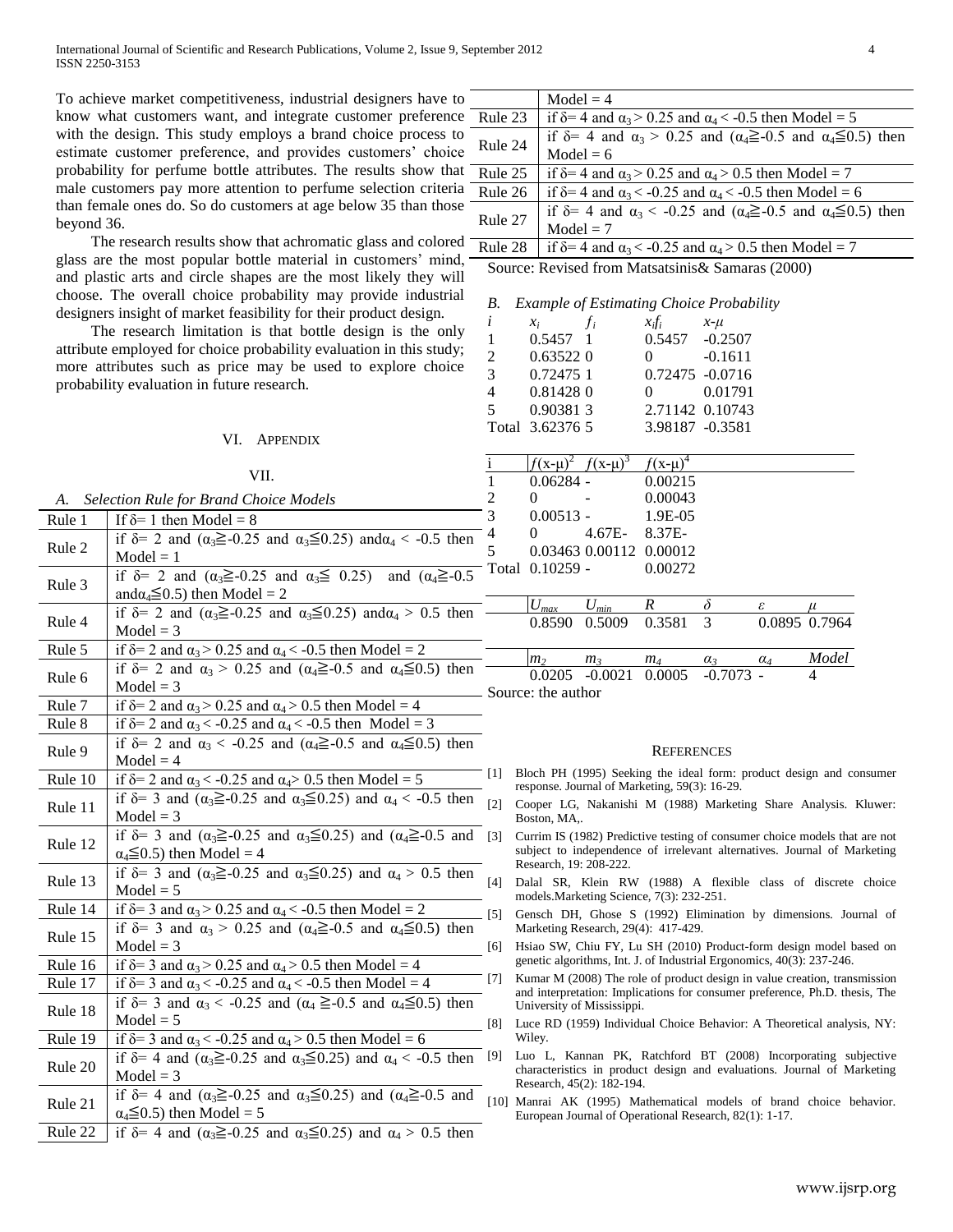To achieve market competitiveness, industrial designers have to know what customers want, and integrate customer preference with the design. This study employs a brand choice process to estimate customer preference, and provides customers' choice probability for perfume bottle attributes. The results show that male customers pay more attention to perfume selection criteria than female ones do. So do customers at age below 35 than those beyond 36.

The research results show that achromatic glass and colored glass are the most popular bottle material in customers' mind, and plastic arts and circle shapes are the most likely they will choose. The overall choice probability may provide industrial designers insight of market feasibility for their product design.

The research limitation is that bottle design is the only attribute employed for choice probability evaluation in this study; more attributes such as price may be used to explore choice probability evaluation in future research.

## VI. Appendix

## VII.

### A. Selection Rule for Brand Choice Models

| | |
|---|---|
| Rule 1 | If $\delta$= 1 then Model = 8 |
| Rule 2 | if $\delta$= 2 and ($\alpha_3 \geqq$-0.25 and $\alpha_3 \leqq$0.25) and $\alpha_4$ < -0.5 then Model = 1 |
| Rule 3 | if $\delta$= 2 and ($\alpha_3 \geqq$-0.25 and $\alpha_3 \leqq$ 0.25) and ($\alpha_4 \geqq$-0.5 and $\alpha_4 \leqq$0.5) then Model = 2 |
| Rule 4 | if $\delta$= 2 and ($\alpha_3 \geqq$-0.25 and $\alpha_3 \leqq$0.25) and $\alpha_4$ > 0.5 then Model = 3 |
| Rule 5 | if $\delta$= 2 and $\alpha_3$ > 0.25 and $\alpha_4$ < -0.5 then Model = 2 |
| Rule 6 | if $\delta$= 2 and $\alpha_3$ > 0.25 and ($\alpha_4 \geqq$-0.5 and $\alpha_4 \leqq$0.5) then Model = 3 |
| Rule 7 | if $\delta$= 2 and $\alpha_3$ > 0.25 and $\alpha_4$ > 0.5 then Model = 4 |
| Rule 8 | if $\delta$= 2 and $\alpha_3$ < -0.25 and $\alpha_4$ < -0.5 then Model = 3 |
| Rule 9 | if $\delta$= 2 and $\alpha_3$ < -0.25 and ($\alpha_4 \geqq$-0.5 and $\alpha_4 \leqq$0.5) then Model = 4 |
| Rule 10 | if $\delta$= 2 and $\alpha_3$ < -0.25 and $\alpha_4$> 0.5 then Model = 5 |
| Rule 11 | if $\delta$= 3 and ($\alpha_3 \geqq$-0.25 and $\alpha_3 \leqq$0.25) and $\alpha_4$ < -0.5 then Model = 3 |
| Rule 12 | if $\delta$= 3 and ($\alpha_3 \geqq$-0.25 and $\alpha_3 \leqq$0.25) and ($\alpha_4 \geqq$-0.5 and $\alpha_4 \leqq$0.5) then Model = 4 |
| Rule 13 | if $\delta$= 3 and ($\alpha_3 \geqq$-0.25 and $\alpha_3 \leqq$0.25) and $\alpha_4$ > 0.5 then Model = 5 |
| Rule 14 | if $\delta$= 3 and $\alpha_3$ > 0.25 and $\alpha_4$ < -0.5 then Model = 2 |
| Rule 15 | if $\delta$= 3 and $\alpha_3$ > 0.25 and ($\alpha_4 \geqq$-0.5 and $\alpha_4 \leqq$0.5) then Model = 3 |
| Rule 16 | if $\delta$= 3 and $\alpha_3$ > 0.25 and $\alpha_4$ > 0.5 then Model = 4 |
| Rule 17 | if $\delta$= 3 and $\alpha_3$ < -0.25 and $\alpha_4$ < -0.5 then Model = 4 |
| Rule 18 | if $\delta$= 3 and $\alpha_3$ < -0.25 and ($\alpha_4 \geqq$-0.5 and $\alpha_4 \leqq$0.5) then Model = 5 |
| Rule 19 | if $\delta$= 3 and $\alpha_3$ < -0.25 and $\alpha_4$ > 0.5 then Model = 6 |
| Rule 20 | if $\delta$= 4 and ($\alpha_3 \geqq$-0.25 and $\alpha_3 \leqq$0.25) and $\alpha_4$ < -0.5 then Model = 3 |
| Rule 21 | if $\delta$= 4 and ($\alpha_3 \geqq$-0.25 and $\alpha_3 \leqq$0.25) and ($\alpha_4 \geqq$-0.5 and $\alpha_4 \leqq$0.5) then Model = 5 |
| Rule 22 | if $\delta$= 4 and ($\alpha_3 \geqq$-0.25 and $\alpha_3 \leqq$0.25) and $\alpha_4$ > 0.5 then Model = 4 |
| Rule 23 | if $\delta$= 4 and $\alpha_3$ > 0.25 and $\alpha_4$ < -0.5 then Model = 5 |
| Rule 24 | if $\delta$= 4 and $\alpha_3$ > 0.25 and ($\alpha_4 \geqq$-0.5 and $\alpha_4 \leqq$0.5) then Model = 6 |
| Rule 25 | if $\delta$= 4 and $\alpha_3$ > 0.25 and $\alpha_4$ > 0.5 then Model = 7 |
| Rule 26 | if $\delta$= 4 and $\alpha_3$ < -0.25 and $\alpha_4$ < -0.5 then Model = 6 |
| Rule 27 | if $\delta$= 4 and $\alpha_3$ < -0.25 and ($\alpha_4 \geqq$-0.5 and $\alpha_4 \leqq$0.5) then Model = 7 |
| Rule 28 | if $\delta$= 4 and $\alpha_3$ < -0.25 and $\alpha_4$ > 0.5 then Model = 7 |

Source: Revised from Matsatsinis& Samaras (2000)

### B. Example of Estimating Choice Probability

| $i$ | $x_i$ | $f_i$ | $x_i f_i$ | $x$-$\mu$ |
|---|---|---|---|---|
| 1 | 0.5457 | 1 | 0.5457 | -0.2507 |
| 2 | 0.63522 | 0 | 0 | -0.1611 |
| 3 | 0.72475 | 1 | 0.72475 | -0.0716 |
| 4 | 0.81428 | 0 | 0 | 0.01791 |
| 5 | 0.90381 | 3 | 2.71142 | 0.10743 |
| Total | 3.62376 | 5 | 3.98187 | -0.3581 |

| i | $f(x\text{-}\mu)^2$ | $f(x\text{-}\mu)^3$ | $f(x\text{-}\mu)^4$ |
|---|---|---|---|
| 1 | 0.06284 | - | 0.00215 |
| 2 | 0 | - | 0.00043 |
| 3 | 0.00513 | - | 1.9E-05 |
| 4 | 0 | 4.67E- | 8.37E- |
| 5 | 0.03463 | 0.00112 | 0.00012 |
| Total | 0.10259 | - | 0.00272 |

| $U_{max}$ | $U_{min}$ | $R$ | $\delta$ | $\varepsilon$ | $\mu$ |
|---|---|---|---|---|---|
| 0.8590 | 0.5009 | 0.3581 | 3 | 0.0895 | 0.7964 |

| $m_2$ | $m_3$ | $m_4$ | $\alpha_3$ | $\alpha_4$ | *Model* |
|---|---|---|---|---|---|
| 0.0205 | -0.0021 | 0.0005 | -0.7073 | - | 4 |

Source: the author

## References

[1] Bloch PH (1995) Seeking the ideal form: product design and consumer response. Journal of Marketing, 59(3): 16-29.

[2] Cooper LG, Nakanishi M (1988) Marketing Share Analysis. Kluwer: Boston, MA,.

[3] Currim IS (1982) Predictive testing of consumer choice models that are not subject to independence of irrelevant alternatives. Journal of Marketing Research, 19: 208-222.

[4] Dalal SR, Klein RW (1988) A flexible class of discrete choice models.Marketing Science, 7(3): 232-251.

[5] Gensch DH, Ghose S (1992) Elimination by dimensions. Journal of Marketing Research, 29(4): 417-429.

[6] Hsiao SW, Chiu FY, Lu SH (2010) Product-form design model based on genetic algorithms, Int. J. of Industrial Ergonomics, 40(3): 237-246.

[7] Kumar M (2008) The role of product design in value creation, transmission and interpretation: Implications for consumer preference, Ph.D. thesis, The University of Mississippi.

[8] Luce RD (1959) Individual Choice Behavior: A Theoretical analysis, NY: Wiley.

[9] Luo L, Kannan PK, Ratchford BT (2008) Incorporating subjective characteristics in product design and evaluations. Journal of Marketing Research, 45(2): 182-194.

[10] Manrai AK (1995) Mathematical models of brand choice behavior. European Journal of Operational Research, 82(1): 1-17.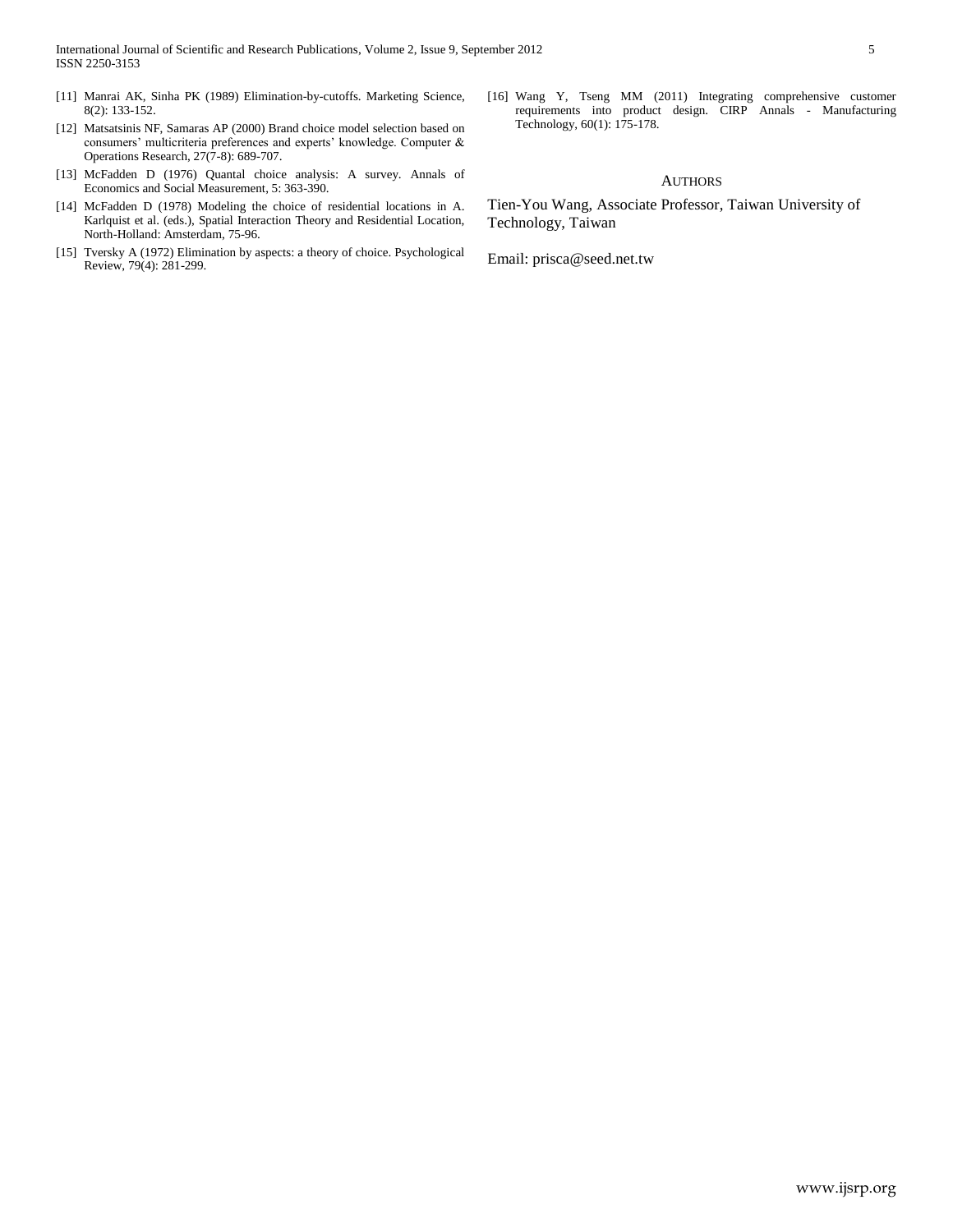[11] Manrai AK, Sinha PK (1989) Elimination-by-cutoffs. Marketing Science, 8(2): 133-152.

[12] Matsatsinis NF, Samaras AP (2000) Brand choice model selection based on consumers' multicriteria preferences and experts' knowledge. Computer & Operations Research, 27(7-8): 689-707.

[13] McFadden D (1976) Quantal choice analysis: A survey. Annals of Economics and Social Measurement, 5: 363-390.

[14] McFadden D (1978) Modeling the choice of residential locations in A. Karlquist et al. (eds.), Spatial Interaction Theory and Residential Location, North-Holland: Amsterdam, 75-96.

[15] Tversky A (1972) Elimination by aspects: a theory of choice. Psychological Review, 79(4): 281-299.

[16] Wang Y, Tseng MM (2011) Integrating comprehensive customer requirements into product design. CIRP Annals - Manufacturing Technology, 60(1): 175-178.

## AUTHORS

Tien-You Wang, Associate Professor, Taiwan University of Technology, Taiwan

Email: prisca@seed.net.tw